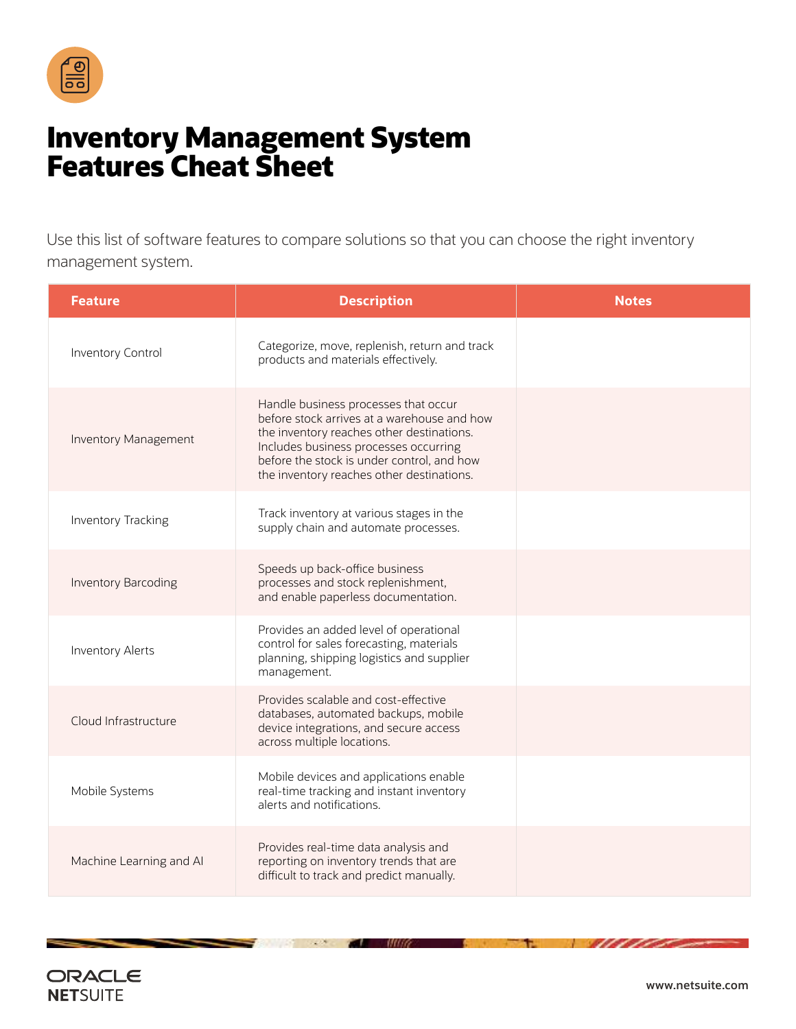# Inventory Management System Features Cheat Sheet

Use this list of software features to compare solutions so that you can choose the right inventory management system.

| Feature | Description | Notes |
|---|---|---|
| Inventory Control | Categorize, move, replenish, return and track products and materials effectively. | |
| Inventory Management | Handle business processes that occur before stock arrives at a warehouse and how the inventory reaches other destinations. Includes business processes occurring before the stock is under control, and how the inventory reaches other destinations. | |
| Inventory Tracking | Track inventory at various stages in the supply chain and automate processes. | |
| Inventory Barcoding | Speeds up back-office business processes and stock replenishment, and enable paperless documentation. | |
| Inventory Alerts | Provides an added level of operational control for sales forecasting, materials planning, shipping logistics and supplier management. | |
| Cloud Infrastructure | Provides scalable and cost-effective databases, automated backups, mobile device integrations, and secure access across multiple locations. | |
| Mobile Systems | Mobile devices and applications enable real-time tracking and instant inventory alerts and notifications. | |
| Machine Learning and AI | Provides real-time data analysis and reporting on inventory trends that are difficult to track and predict manually. | |

ORACLE NETSUITE

www.netsuite.com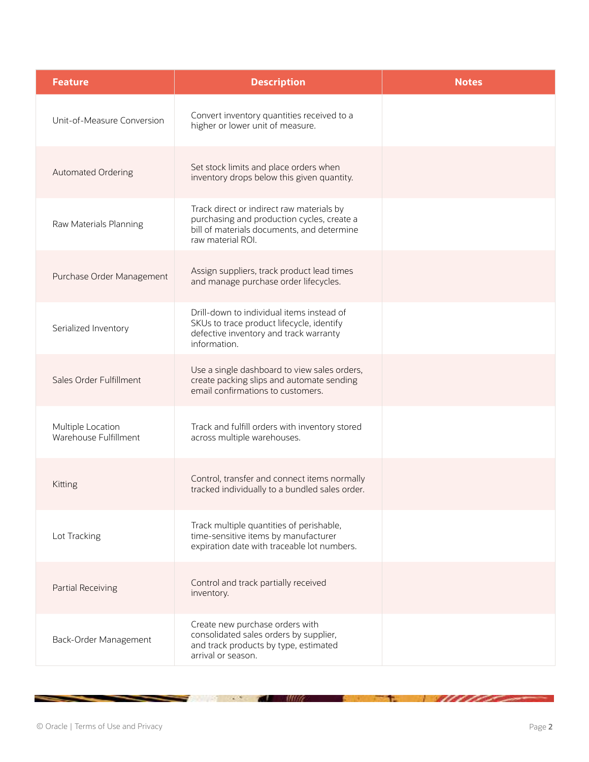| Feature | Description | Notes |
| --- | --- | --- |
| Unit-of-Measure Conversion | Convert inventory quantities received to a higher or lower unit of measure. | |
| Automated Ordering | Set stock limits and place orders when inventory drops below this given quantity. | |
| Raw Materials Planning | Track direct or indirect raw materials by purchasing and production cycles, create a bill of materials documents, and determine raw material ROI. | |
| Purchase Order Management | Assign suppliers, track product lead times and manage purchase order lifecycles. | |
| Serialized Inventory | Drill-down to individual items instead of SKUs to trace product lifecycle, identify defective inventory and track warranty information. | |
| Sales Order Fulfillment | Use a single dashboard to view sales orders, create packing slips and automate sending email confirmations to customers. | |
| Multiple Location Warehouse Fulfillment | Track and fulfill orders with inventory stored across multiple warehouses. | |
| Kitting | Control, transfer and connect items normally tracked individually to a bundled sales order. | |
| Lot Tracking | Track multiple quantities of perishable, time-sensitive items by manufacturer expiration date with traceable lot numbers. | |
| Partial Receiving | Control and track partially received inventory. | |
| Back-Order Management | Create new purchase orders with consolidated sales orders by supplier, and track products by type, estimated arrival or season. | |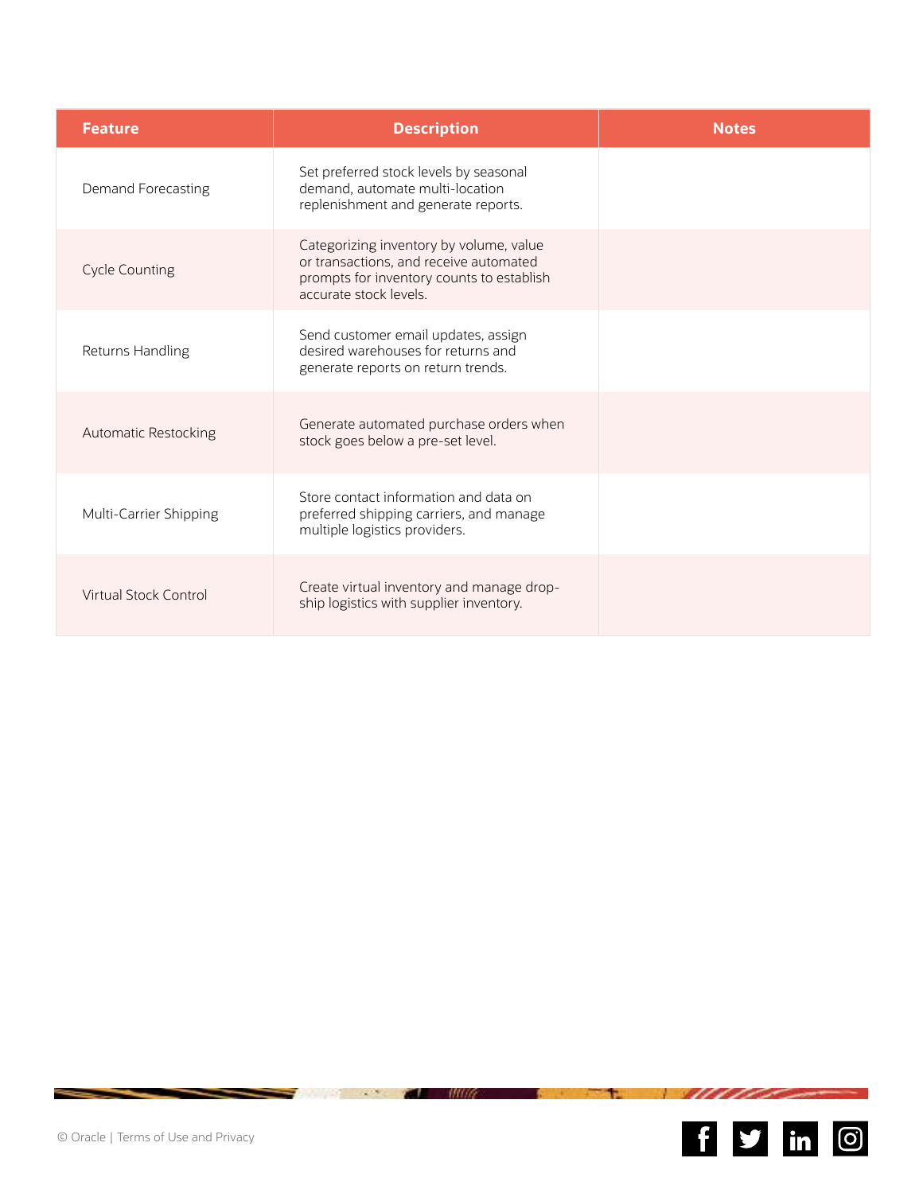| Feature | Description | Notes |
| --- | --- | --- |
| Demand Forecasting | Set preferred stock levels by seasonal demand, automate multi-location replenishment and generate reports. | |
| Cycle Counting | Categorizing inventory by volume, value or transactions, and receive automated prompts for inventory counts to establish accurate stock levels. | |
| Returns Handling | Send customer email updates, assign desired warehouses for returns and generate reports on return trends. | |
| Automatic Restocking | Generate automated purchase orders when stock goes below a pre-set level. | |
| Multi-Carrier Shipping | Store contact information and data on preferred shipping carriers, and manage multiple logistics providers. | |
| Virtual Stock Control | Create virtual inventory and manage drop-ship logistics with supplier inventory. | |

© Oracle | Terms of Use and Privacy